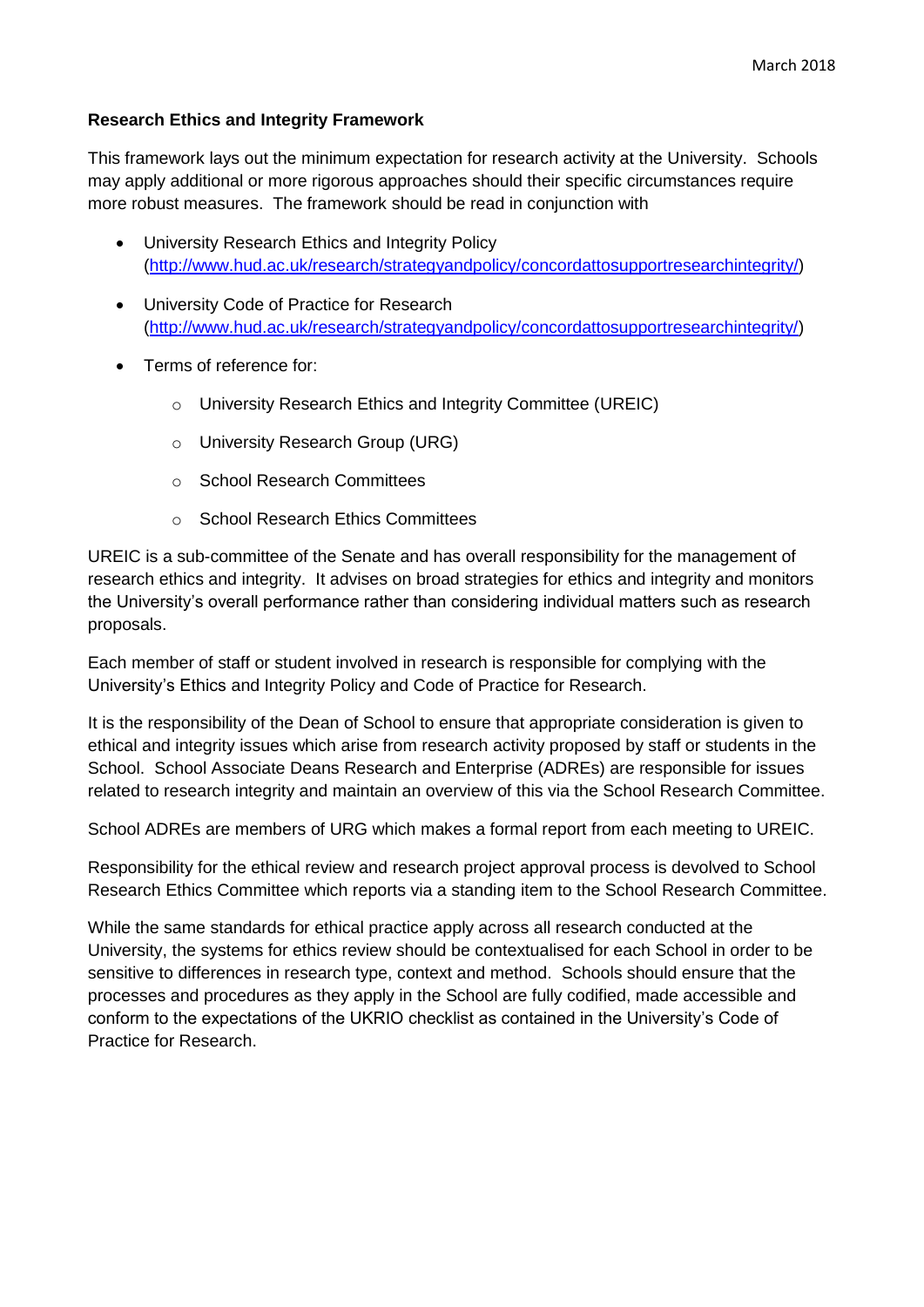March 2018

**Research Ethics and Integrity Framework**

This framework lays out the minimum expectation for research activity at the University. Schools may apply additional or more rigorous approaches should their specific circumstances require more robust measures. The framework should be read in conjunction with

- University Research Ethics and Integrity Policy (http://www.hud.ac.uk/research/strategyandpolicy/concordattosupportresearchintegrity/)
- University Code of Practice for Research (http://www.hud.ac.uk/research/strategyandpolicy/concordattosupportresearchintegrity/)
- Terms of reference for:
  - University Research Ethics and Integrity Committee (UREIC)
  - University Research Group (URG)
  - School Research Committees
  - School Research Ethics Committees

UREIC is a sub-committee of the Senate and has overall responsibility for the management of research ethics and integrity. It advises on broad strategies for ethics and integrity and monitors the University's overall performance rather than considering individual matters such as research proposals.

Each member of staff or student involved in research is responsible for complying with the University's Ethics and Integrity Policy and Code of Practice for Research.

It is the responsibility of the Dean of School to ensure that appropriate consideration is given to ethical and integrity issues which arise from research activity proposed by staff or students in the School. School Associate Deans Research and Enterprise (ADREs) are responsible for issues related to research integrity and maintain an overview of this via the School Research Committee.

School ADREs are members of URG which makes a formal report from each meeting to UREIC.

Responsibility for the ethical review and research project approval process is devolved to School Research Ethics Committee which reports via a standing item to the School Research Committee.

While the same standards for ethical practice apply across all research conducted at the University, the systems for ethics review should be contextualised for each School in order to be sensitive to differences in research type, context and method. Schools should ensure that the processes and procedures as they apply in the School are fully codified, made accessible and conform to the expectations of the UKRIO checklist as contained in the University's Code of Practice for Research.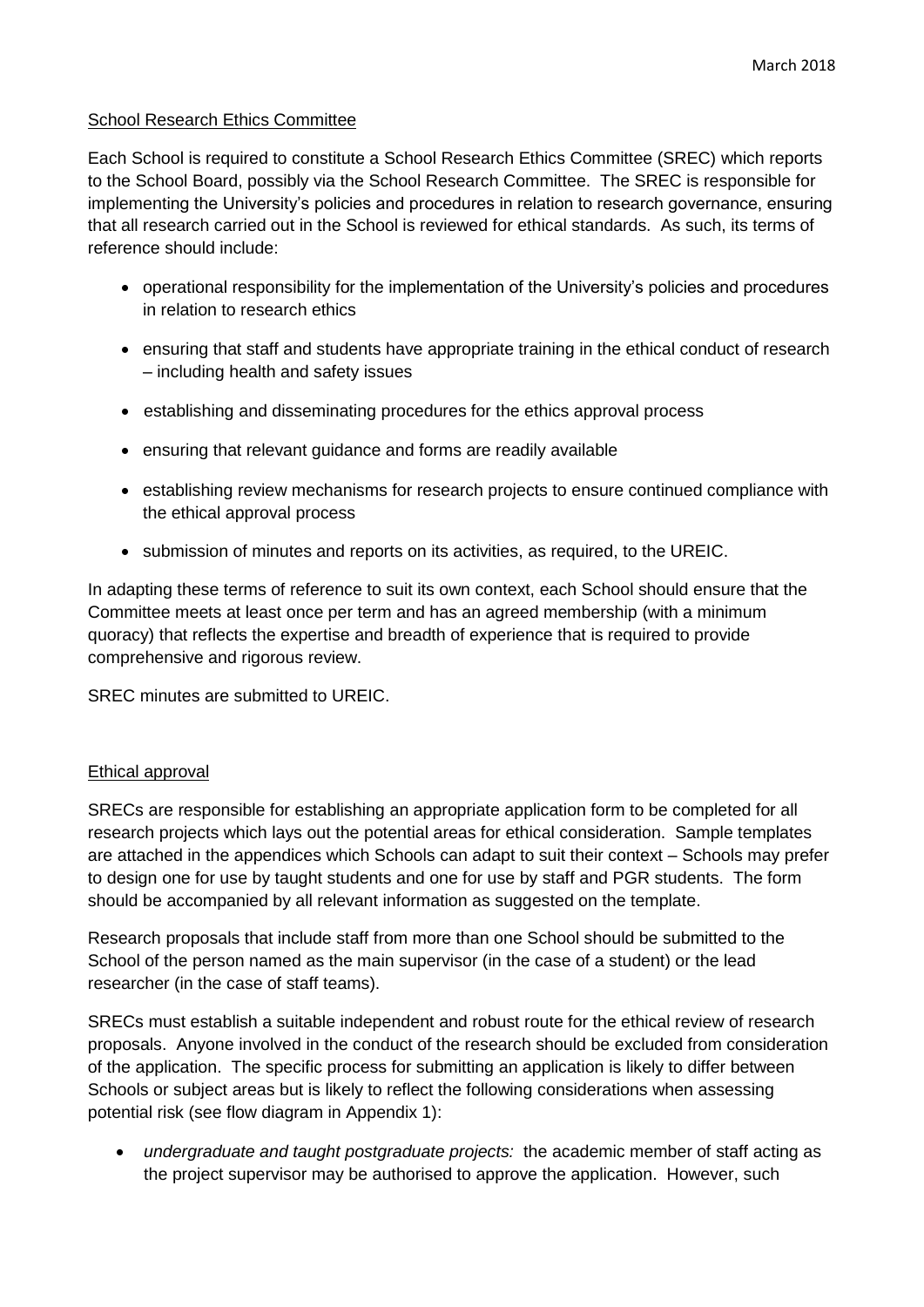## School Research Ethics Committee

Each School is required to constitute a School Research Ethics Committee (SREC) which reports to the School Board, possibly via the School Research Committee. The SREC is responsible for implementing the University's policies and procedures in relation to research governance, ensuring that all research carried out in the School is reviewed for ethical standards. As such, its terms of reference should include:

- operational responsibility for the implementation of the University's policies and procedures in relation to research ethics
- ensuring that staff and students have appropriate training in the ethical conduct of research – including health and safety issues
- establishing and disseminating procedures for the ethics approval process
- ensuring that relevant guidance and forms are readily available
- establishing review mechanisms for research projects to ensure continued compliance with the ethical approval process
- submission of minutes and reports on its activities, as required, to the UREIC.

In adapting these terms of reference to suit its own context, each School should ensure that the Committee meets at least once per term and has an agreed membership (with a minimum quoracy) that reflects the expertise and breadth of experience that is required to provide comprehensive and rigorous review.

SREC minutes are submitted to UREIC.

## Ethical approval

SRECs are responsible for establishing an appropriate application form to be completed for all research projects which lays out the potential areas for ethical consideration. Sample templates are attached in the appendices which Schools can adapt to suit their context – Schools may prefer to design one for use by taught students and one for use by staff and PGR students. The form should be accompanied by all relevant information as suggested on the template.

Research proposals that include staff from more than one School should be submitted to the School of the person named as the main supervisor (in the case of a student) or the lead researcher (in the case of staff teams).

SRECs must establish a suitable independent and robust route for the ethical review of research proposals. Anyone involved in the conduct of the research should be excluded from consideration of the application. The specific process for submitting an application is likely to differ between Schools or subject areas but is likely to reflect the following considerations when assessing potential risk (see flow diagram in Appendix 1):

- *undergraduate and taught postgraduate projects:* the academic member of staff acting as the project supervisor may be authorised to approve the application. However, such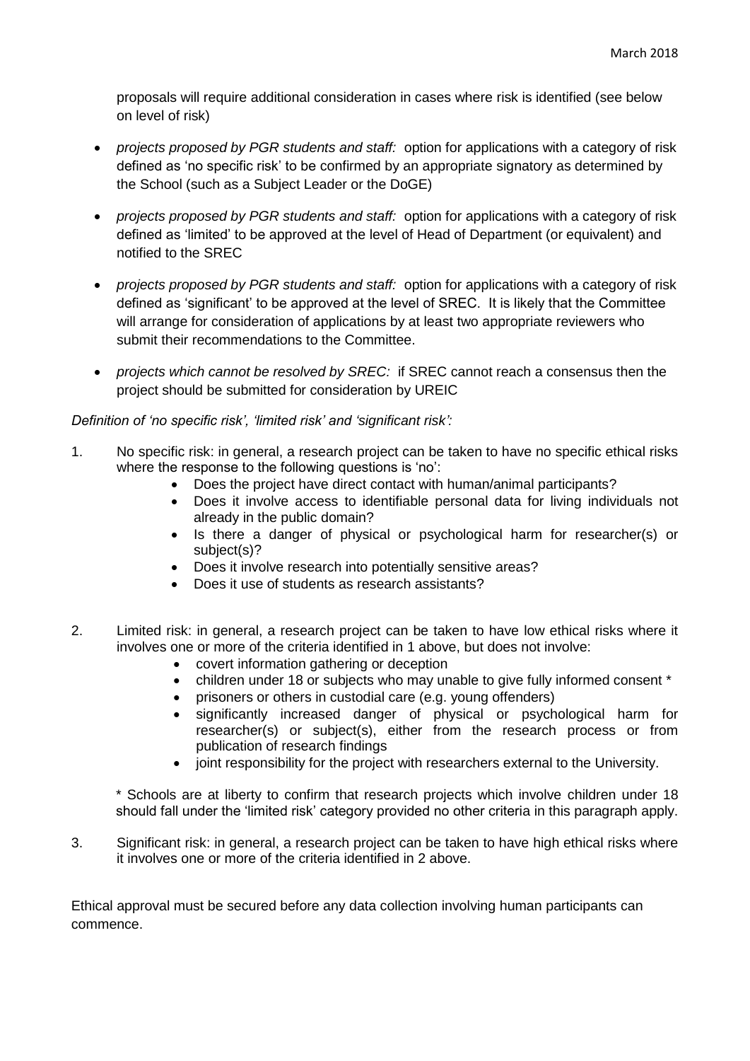proposals will require additional consideration in cases where risk is identified (see below on level of risk)

- *projects proposed by PGR students and staff:* option for applications with a category of risk defined as 'no specific risk' to be confirmed by an appropriate signatory as determined by the School (such as a Subject Leader or the DoGE)
- *projects proposed by PGR students and staff:* option for applications with a category of risk defined as 'limited' to be approved at the level of Head of Department (or equivalent) and notified to the SREC
- *projects proposed by PGR students and staff:* option for applications with a category of risk defined as 'significant' to be approved at the level of SREC. It is likely that the Committee will arrange for consideration of applications by at least two appropriate reviewers who submit their recommendations to the Committee.
- *projects which cannot be resolved by SREC:* if SREC cannot reach a consensus then the project should be submitted for consideration by UREIC

*Definition of 'no specific risk', 'limited risk' and 'significant risk':*

1. No specific risk: in general, a research project can be taken to have no specific ethical risks where the response to the following questions is 'no':
   - Does the project have direct contact with human/animal participants?
   - Does it involve access to identifiable personal data for living individuals not already in the public domain?
   - Is there a danger of physical or psychological harm for researcher(s) or subject(s)?
   - Does it involve research into potentially sensitive areas?
   - Does it use of students as research assistants?

2. Limited risk: in general, a research project can be taken to have low ethical risks where it involves one or more of the criteria identified in 1 above, but does not involve:
   - covert information gathering or deception
   - children under 18 or subjects who may unable to give fully informed consent *
   - prisoners or others in custodial care (e.g. young offenders)
   - significantly increased danger of physical or psychological harm for researcher(s) or subject(s), either from the research process or from publication of research findings
   - joint responsibility for the project with researchers external to the University.

   * Schools are at liberty to confirm that research projects which involve children under 18 should fall under the 'limited risk' category provided no other criteria in this paragraph apply.

3. Significant risk: in general, a research project can be taken to have high ethical risks where it involves one or more of the criteria identified in 2 above.

Ethical approval must be secured before any data collection involving human participants can commence.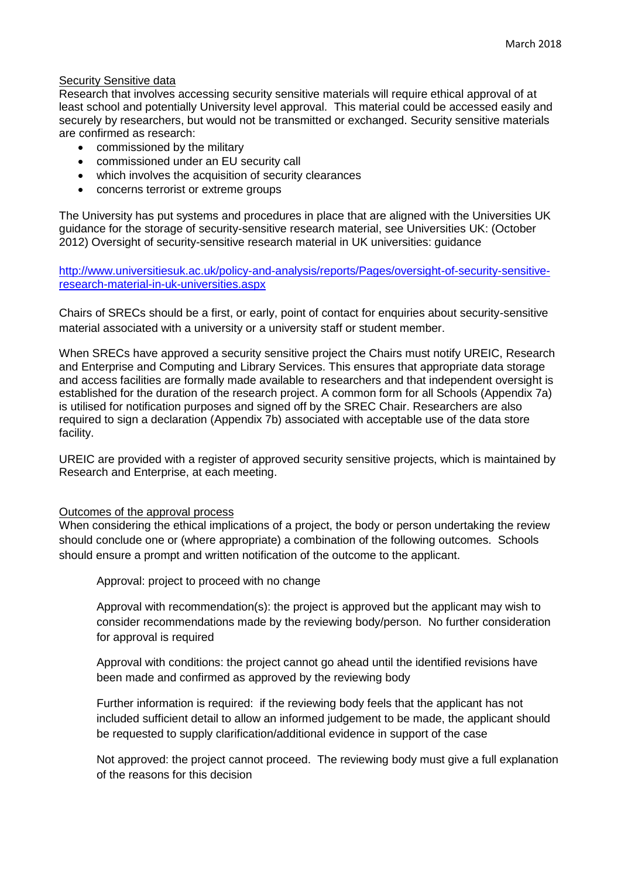## Security Sensitive data

Research that involves accessing security sensitive materials will require ethical approval of at least school and potentially University level approval. This material could be accessed easily and securely by researchers, but would not be transmitted or exchanged. Security sensitive materials are confirmed as research:

- commissioned by the military
- commissioned under an EU security call
- which involves the acquisition of security clearances
- concerns terrorist or extreme groups

The University has put systems and procedures in place that are aligned with the Universities UK guidance for the storage of security-sensitive research material, see Universities UK: (October 2012) Oversight of security-sensitive research material in UK universities: guidance

http://www.universitiesuk.ac.uk/policy-and-analysis/reports/Pages/oversight-of-security-sensitive-research-material-in-uk-universities.aspx

Chairs of SRECs should be a first, or early, point of contact for enquiries about security-sensitive material associated with a university or a university staff or student member.

When SRECs have approved a security sensitive project the Chairs must notify UREIC, Research and Enterprise and Computing and Library Services. This ensures that appropriate data storage and access facilities are formally made available to researchers and that independent oversight is established for the duration of the research project. A common form for all Schools (Appendix 7a) is utilised for notification purposes and signed off by the SREC Chair. Researchers are also required to sign a declaration (Appendix 7b) associated with acceptable use of the data store facility.

UREIC are provided with a register of approved security sensitive projects, which is maintained by Research and Enterprise, at each meeting.

## Outcomes of the approval process

When considering the ethical implications of a project, the body or person undertaking the review should conclude one or (where appropriate) a combination of the following outcomes. Schools should ensure a prompt and written notification of the outcome to the applicant.

Approval: project to proceed with no change

Approval with recommendation(s): the project is approved but the applicant may wish to consider recommendations made by the reviewing body/person. No further consideration for approval is required

Approval with conditions: the project cannot go ahead until the identified revisions have been made and confirmed as approved by the reviewing body

Further information is required: if the reviewing body feels that the applicant has not included sufficient detail to allow an informed judgement to be made, the applicant should be requested to supply clarification/additional evidence in support of the case

Not approved: the project cannot proceed. The reviewing body must give a full explanation of the reasons for this decision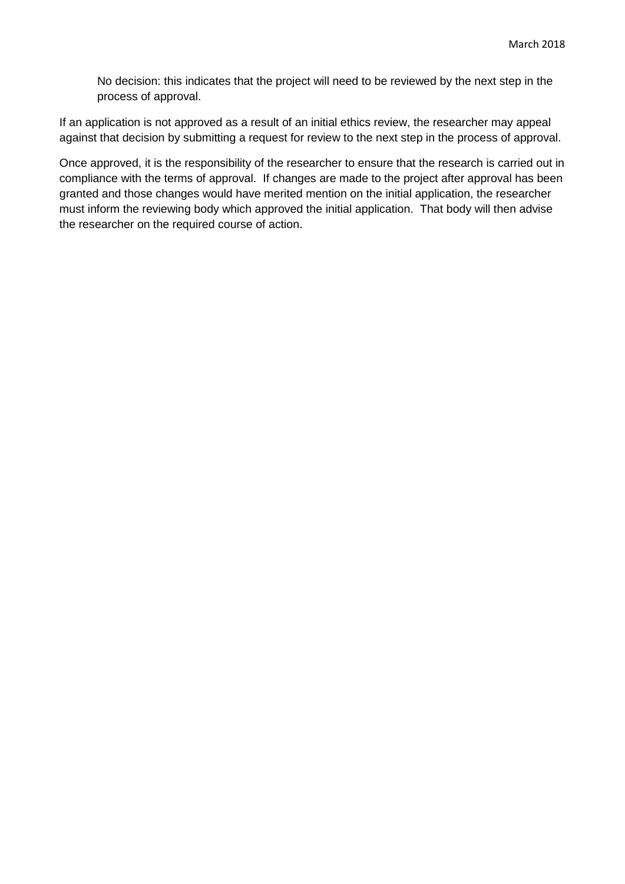No decision: this indicates that the project will need to be reviewed by the next step in the process of approval.

If an application is not approved as a result of an initial ethics review, the researcher may appeal against that decision by submitting a request for review to the next step in the process of approval.

Once approved, it is the responsibility of the researcher to ensure that the research is carried out in compliance with the terms of approval. If changes are made to the project after approval has been granted and those changes would have merited mention on the initial application, the researcher must inform the reviewing body which approved the initial application. That body will then advise the researcher on the required course of action.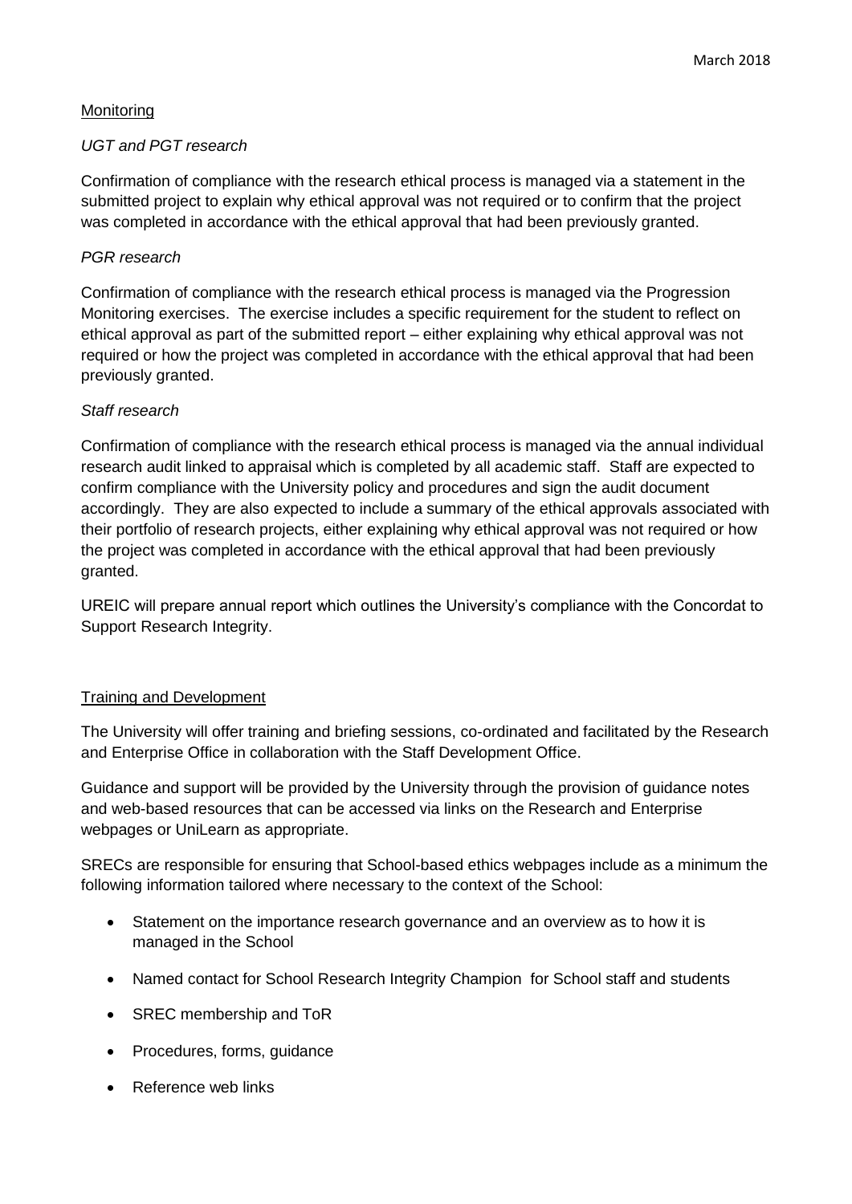## Monitoring

*UGT and PGT research*

Confirmation of compliance with the research ethical process is managed via a statement in the submitted project to explain why ethical approval was not required or to confirm that the project was completed in accordance with the ethical approval that had been previously granted.

*PGR research*

Confirmation of compliance with the research ethical process is managed via the Progression Monitoring exercises. The exercise includes a specific requirement for the student to reflect on ethical approval as part of the submitted report – either explaining why ethical approval was not required or how the project was completed in accordance with the ethical approval that had been previously granted.

*Staff research*

Confirmation of compliance with the research ethical process is managed via the annual individual research audit linked to appraisal which is completed by all academic staff. Staff are expected to confirm compliance with the University policy and procedures and sign the audit document accordingly. They are also expected to include a summary of the ethical approvals associated with their portfolio of research projects, either explaining why ethical approval was not required or how the project was completed in accordance with the ethical approval that had been previously granted.

UREIC will prepare annual report which outlines the University's compliance with the Concordat to Support Research Integrity.

## Training and Development

The University will offer training and briefing sessions, co-ordinated and facilitated by the Research and Enterprise Office in collaboration with the Staff Development Office.

Guidance and support will be provided by the University through the provision of guidance notes and web-based resources that can be accessed via links on the Research and Enterprise webpages or UniLearn as appropriate.

SRECs are responsible for ensuring that School-based ethics webpages include as a minimum the following information tailored where necessary to the context of the School:

- Statement on the importance research governance and an overview as to how it is managed in the School
- Named contact for School Research Integrity Champion for School staff and students
- SREC membership and ToR
- Procedures, forms, guidance
- Reference web links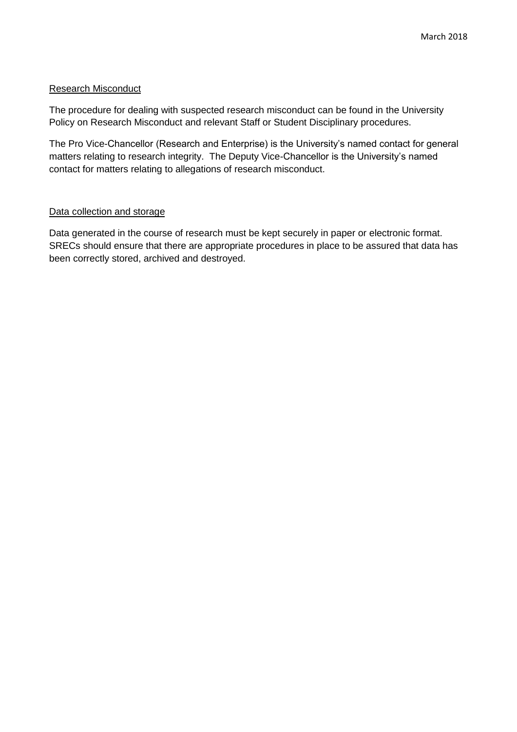March 2018

## Research Misconduct

The procedure for dealing with suspected research misconduct can be found in the University Policy on Research Misconduct and relevant Staff or Student Disciplinary procedures.

The Pro Vice-Chancellor (Research and Enterprise) is the University's named contact for general matters relating to research integrity. The Deputy Vice-Chancellor is the University's named contact for matters relating to allegations of research misconduct.

## Data collection and storage

Data generated in the course of research must be kept securely in paper or electronic format. SRECs should ensure that there are appropriate procedures in place to be assured that data has been correctly stored, archived and destroyed.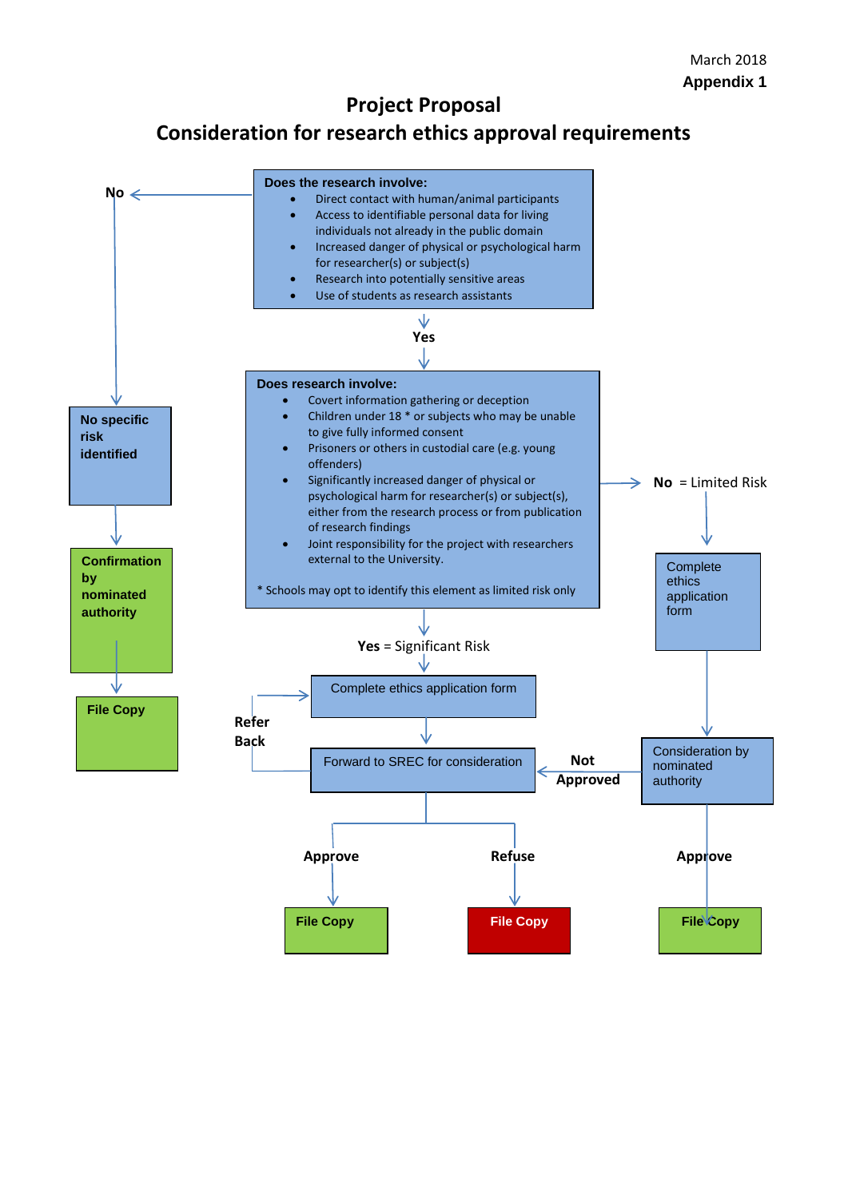March 2018

**Appendix 1**

# Project Proposal
## Consideration for research ethics approval requirements

**Does the research involve:**

- Direct contact with human/animal participants
- Access to identifiable personal data for living individuals not already in the public domain
- Increased danger of physical or psychological harm for researcher(s) or subject(s)
- Research into potentially sensitive areas
- Use of students as research assistants

**No** → **No specific risk identified** → **Confirmation by nominated authority** → **File Copy**

**Yes** ↓

**Does research involve:**

- Covert information gathering or deception
- Children under 18 * or subjects who may be unable to give fully informed consent
- Prisoners or others in custodial care (e.g. young offenders)
- Significantly increased danger of physical or psychological harm for researcher(s) or subject(s), either from the research process or from publication of research findings
- Joint responsibility for the project with researchers external to the University.

* Schools may opt to identify this element as limited risk only

**No** = Limited Risk → Complete ethics application form → Consideration by nominated authority → **Approve** → **File Copy**

Consideration by nominated authority → **Not Approved** → Forward to SREC for consideration

**Yes** = Significant Risk → Complete ethics application form → Forward to SREC for consideration

Forward to SREC for consideration → **Refer Back** → Complete ethics application form

Forward to SREC for consideration → **Approve** → **File Copy**

Forward to SREC for consideration → **Refuse** → **File Copy**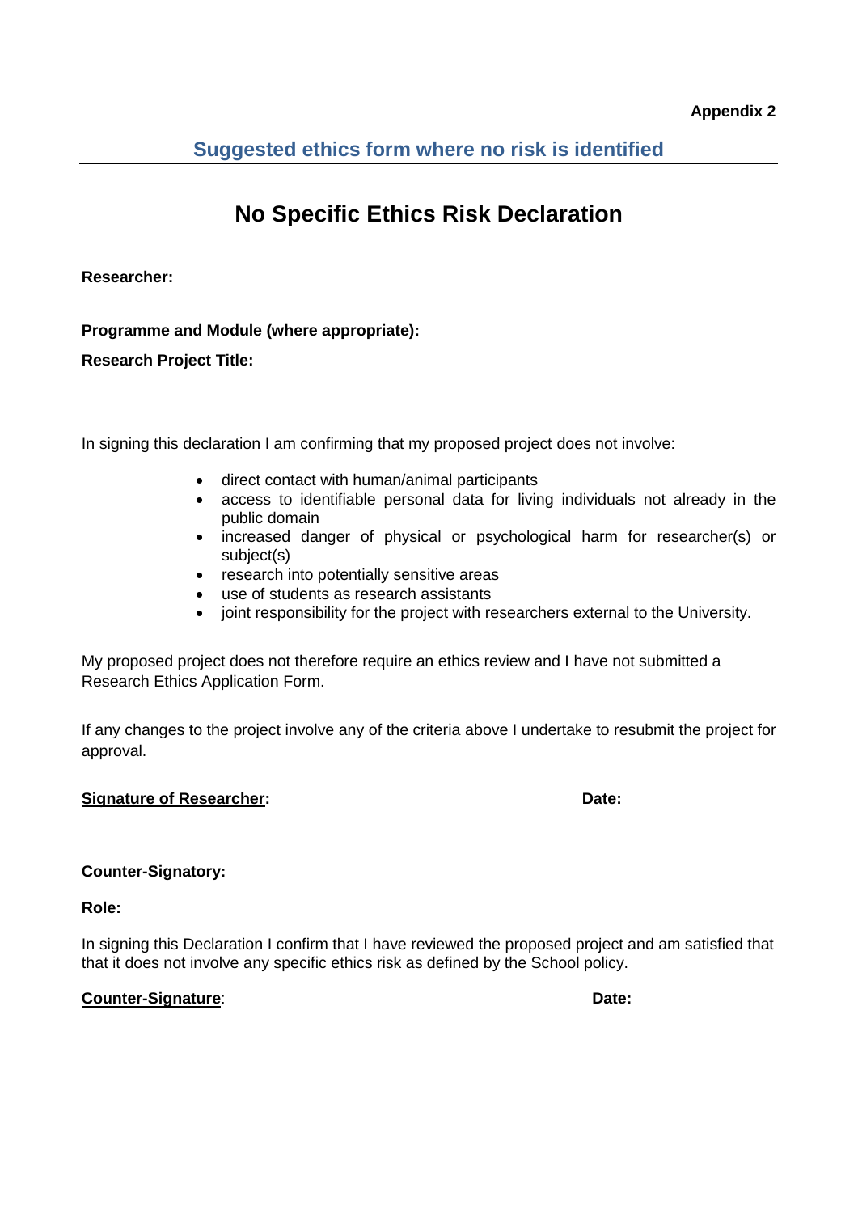**Appendix 2**

## Suggested ethics form where no risk is identified

# No Specific Ethics Risk Declaration

**Researcher:**

**Programme and Module (where appropriate):**

**Research Project Title:**

In signing this declaration I am confirming that my proposed project does not involve:

- direct contact with human/animal participants
- access to identifiable personal data for living individuals not already in the public domain
- increased danger of physical or psychological harm for researcher(s) or subject(s)
- research into potentially sensitive areas
- use of students as research assistants
- joint responsibility for the project with researchers external to the University.

My proposed project does not therefore require an ethics review and I have not submitted a Research Ethics Application Form.

If any changes to the project involve any of the criteria above I undertake to resubmit the project for approval.

**Signature of Researcher:** **Date:**

**Counter-Signatory:**

**Role:**

In signing this Declaration I confirm that I have reviewed the proposed project and am satisfied that that it does not involve any specific ethics risk as defined by the School policy.

**Counter-Signature**: **Date:**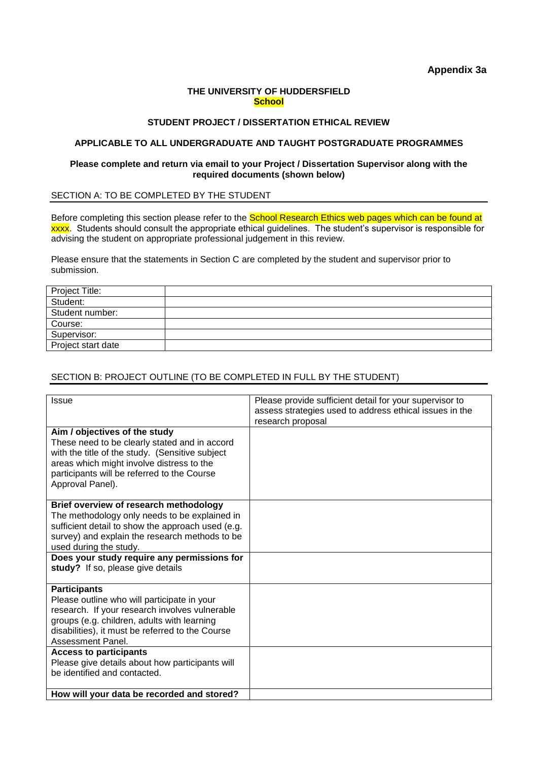**Appendix 3a**

**THE UNIVERSITY OF HUDDERSFIELD**
**School**

**STUDENT PROJECT / DISSERTATION ETHICAL REVIEW**

**APPLICABLE TO ALL UNDERGRADUATE AND TAUGHT POSTGRADUATE PROGRAMMES**

**Please complete and return via email to your Project / Dissertation Supervisor along with the required documents (shown below)**

## SECTION A: TO BE COMPLETED BY THE STUDENT

Before completing this section please refer to the School Research Ethics web pages which can be found at xxxx. Students should consult the appropriate ethical guidelines. The student's supervisor is responsible for advising the student on appropriate professional judgement in this review.

Please ensure that the statements in Section C are completed by the student and supervisor prior to submission.

| Project Title: | |
|---|---|
| Student: | |
| Student number: | |
| Course: | |
| Supervisor: | |
| Project start date | |

## SECTION B: PROJECT OUTLINE (TO BE COMPLETED IN FULL BY THE STUDENT)

| Issue | Please provide sufficient detail for your supervisor to assess strategies used to address ethical issues in the research proposal |
|---|---|
| **Aim / objectives of the study** These need to be clearly stated and in accord with the title of the study. (Sensitive subject areas which might involve distress to the participants will be referred to the Course Approval Panel). | |
| **Brief overview of research methodology** The methodology only needs to be explained in sufficient detail to show the approach used (e.g. survey) and explain the research methods to be used during the study. | |
| **Does your study require any permissions for study?** If so, please give details | |
| **Participants** Please outline who will participate in your research. If your research involves vulnerable groups (e.g. children, adults with learning disabilities), it must be referred to the Course Assessment Panel. | |
| **Access to participants** Please give details about how participants will be identified and contacted. | |
| **How will your data be recorded and stored?** | |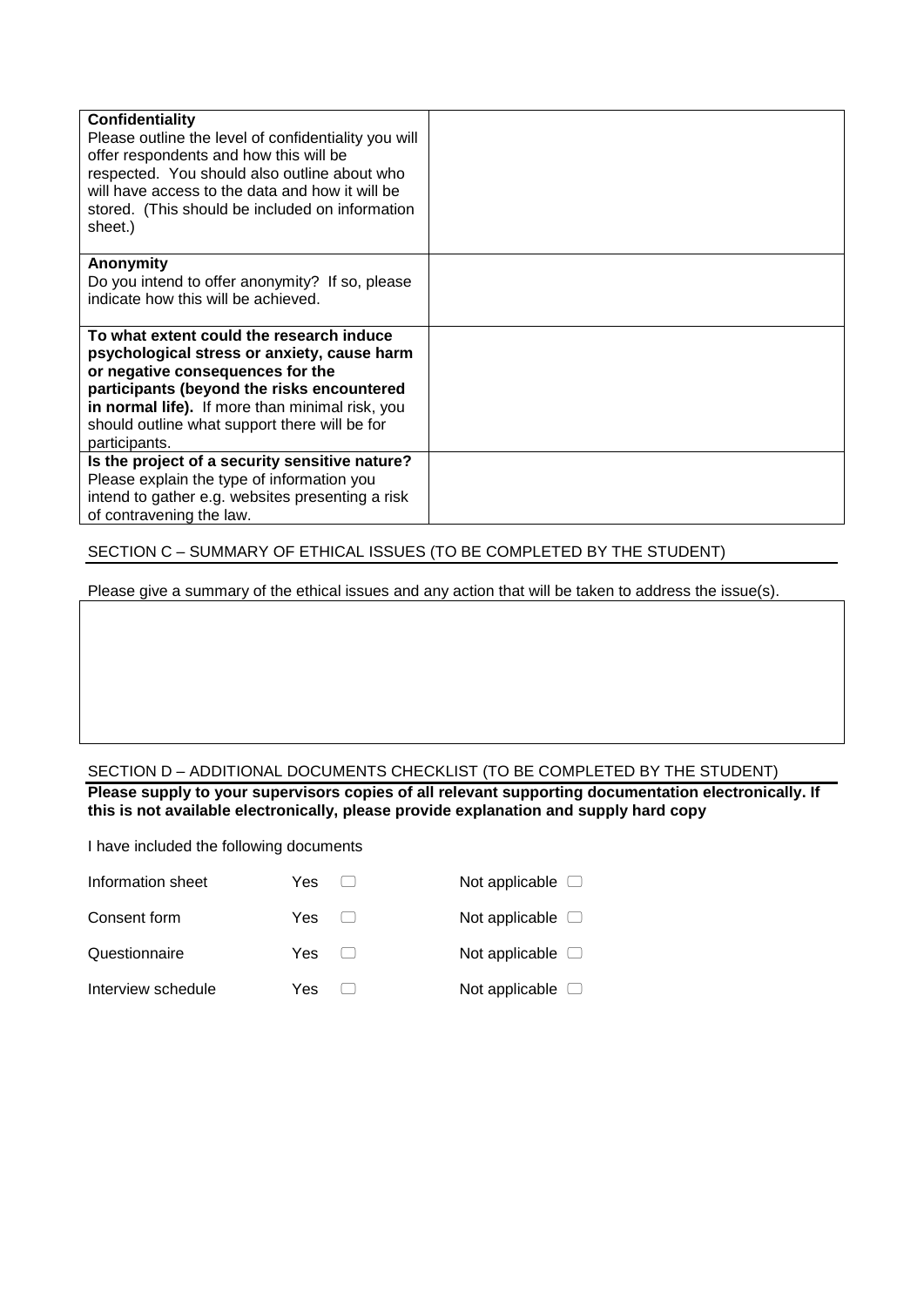| **Confidentiality**<br>Please outline the level of confidentiality you will offer respondents and how this will be respected. You should also outline about who will have access to the data and how it will be stored. (This should be included on information sheet.) | |
|---|---|
| **Anonymity**<br>Do you intend to offer anonymity? If so, please indicate how this will be achieved. | |
| **To what extent could the research induce psychological stress or anxiety, cause harm or negative consequences for the participants (beyond the risks encountered in normal life).** If more than minimal risk, you should outline what support there will be for participants. | |
| **Is the project of a security sensitive nature?** Please explain the type of information you intend to gather e.g. websites presenting a risk of contravening the law. | |

## SECTION C – SUMMARY OF ETHICAL ISSUES (TO BE COMPLETED BY THE STUDENT)

Please give a summary of the ethical issues and any action that will be taken to address the issue(s).

| |
|---|
| |

## SECTION D – ADDITIONAL DOCUMENTS CHECKLIST (TO BE COMPLETED BY THE STUDENT)

**Please supply to your supervisors copies of all relevant supporting documentation electronically. If this is not available electronically, please provide explanation and supply hard copy**

I have included the following documents

| | | |
|---|---|---|
| Information sheet | Yes ☐ | Not applicable ☐ |
| Consent form | Yes ☐ | Not applicable ☐ |
| Questionnaire | Yes ☐ | Not applicable ☐ |
| Interview schedule | Yes ☐ | Not applicable ☐ |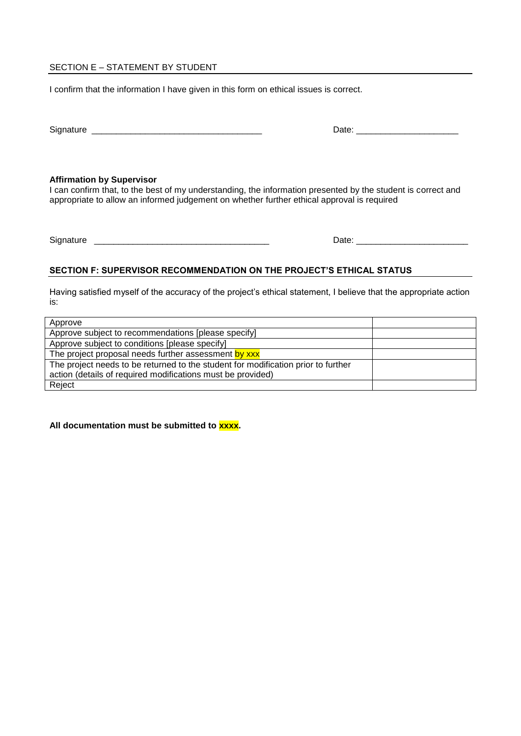## SECTION E – STATEMENT BY STUDENT

I confirm that the information I have given in this form on ethical issues is correct.

Signature ___________________________________ Date: _____________________

**Affirmation by Supervisor**

I can confirm that, to the best of my understanding, the information presented by the student is correct and appropriate to allow an informed judgement on whether further ethical approval is required

Signature ____________________________________ Date: _______________________

## SECTION F: SUPERVISOR RECOMMENDATION ON THE PROJECT'S ETHICAL STATUS

Having satisfied myself of the accuracy of the project's ethical statement, I believe that the appropriate action is:

| | |
|---|---|
| Approve | |
| Approve subject to recommendations [please specify] | |
| Approve subject to conditions [please specify] | |
| The project proposal needs further assessment by xxx | |
| The project needs to be returned to the student for modification prior to further action (details of required modifications must be provided) | |
| Reject | |

**All documentation must be submitted to xxxx.**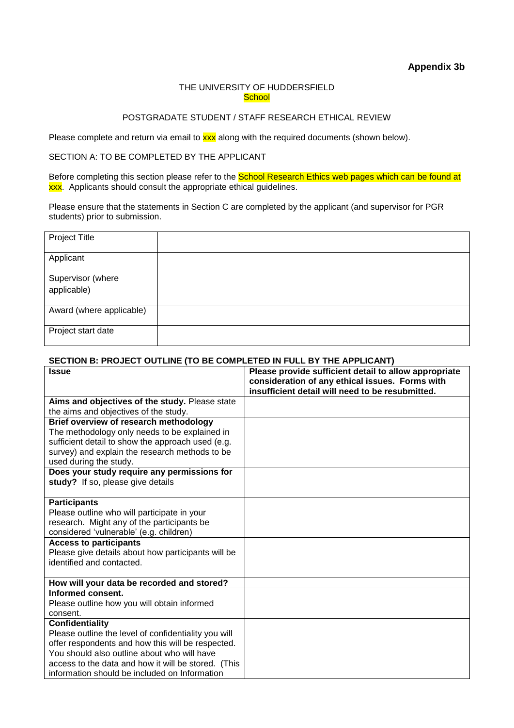**Appendix 3b**

THE UNIVERSITY OF HUDDERSFIELD
School

POSTGRADUATE STUDENT / STAFF RESEARCH ETHICAL REVIEW

Please complete and return via email to xxx along with the required documents (shown below).

SECTION A: TO BE COMPLETED BY THE APPLICANT

Before completing this section please refer to the School Research Ethics web pages which can be found at xxx. Applicants should consult the appropriate ethical guidelines.

Please ensure that the statements in Section C are completed by the applicant (and supervisor for PGR students) prior to submission.

| | |
|---|---|
| Project Title | |
| Applicant | |
| Supervisor (where applicable) | |
| Award (where applicable) | |
| Project start date | |

**SECTION B: PROJECT OUTLINE (TO BE COMPLETED IN FULL BY THE APPLICANT)**

| **Issue** | **Please provide sufficient detail to allow appropriate consideration of any ethical issues. Forms with insufficient detail will need to be resubmitted.** |
|---|---|
| **Aims and objectives of the study.** Please state the aims and objectives of the study. | |
| **Brief overview of research methodology** The methodology only needs to be explained in sufficient detail to show the approach used (e.g. survey) and explain the research methods to be used during the study. | |
| **Does your study require any permissions for study?** If so, please give details | |
| **Participants** Please outline who will participate in your research. Might any of the participants be considered 'vulnerable' (e.g. children) | |
| **Access to participants** Please give details about how participants will be identified and contacted. | |
| **How will your data be recorded and stored?** | |
| **Informed consent.** Please outline how you will obtain informed consent. | |
| **Confidentiality** Please outline the level of confidentiality you will offer respondents and how this will be respected. You should also outline about who will have access to the data and how it will be stored. (This information should be included on Information | |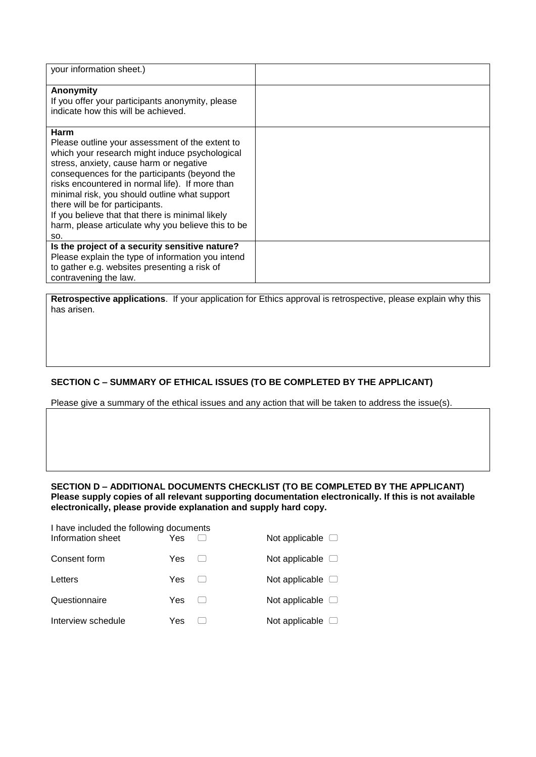| | |
|---|---|
| your information sheet.) | |
| **Anonymity**<br>If you offer your participants anonymity, please indicate how this will be achieved. | |
| **Harm**<br>Please outline your assessment of the extent to which your research might induce psychological stress, anxiety, cause harm or negative consequences for the participants (beyond the risks encountered in normal life). If more than minimal risk, you should outline what support there will be for participants.<br>If you believe that that there is minimal likely harm, please articulate why you believe this to be so. | |
| **Is the project of a security sensitive nature?**<br>Please explain the type of information you intend to gather e.g. websites presenting a risk of contravening the law. | |

| |
|---|
| **Retrospective applications**. If your application for Ethics approval is retrospective, please explain why this has arisen. |

## SECTION C – SUMMARY OF ETHICAL ISSUES (TO BE COMPLETED BY THE APPLICANT)

Please give a summary of the ethical issues and any action that will be taken to address the issue(s).

| |
|---|
| |

## SECTION D – ADDITIONAL DOCUMENTS CHECKLIST (TO BE COMPLETED BY THE APPLICANT)

**Please supply copies of all relevant supporting documentation electronically. If this is not available electronically, please provide explanation and supply hard copy.**

I have included the following documents

| | | |
|---|---|---|
| Information sheet | Yes ☐ | Not applicable ☐ |
| Consent form | Yes ☐ | Not applicable ☐ |
| Letters | Yes ☐ | Not applicable ☐ |
| Questionnaire | Yes ☐ | Not applicable ☐ |
| Interview schedule | Yes ☐ | Not applicable ☐ |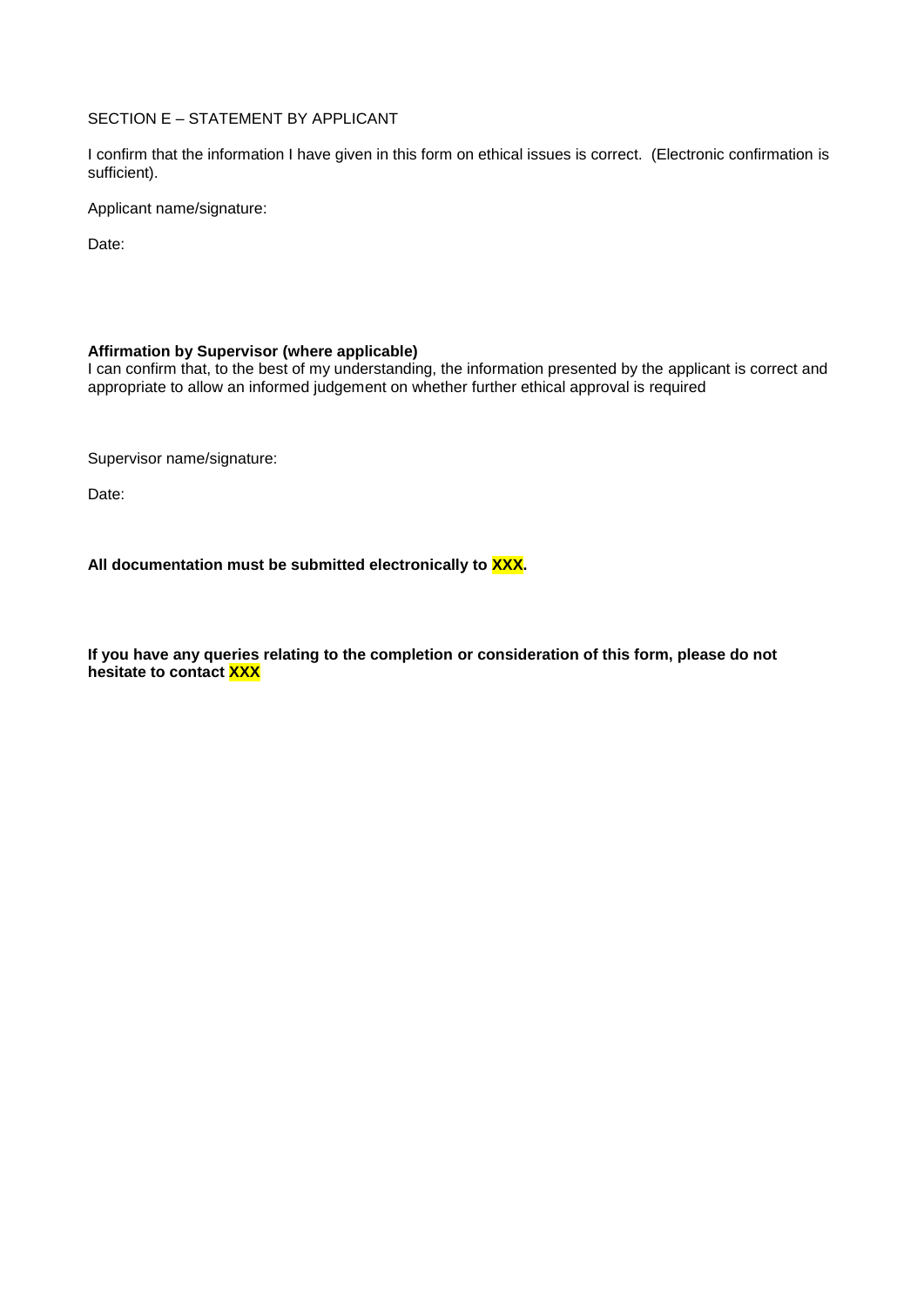SECTION E – STATEMENT BY APPLICANT

I confirm that the information I have given in this form on ethical issues is correct. (Electronic confirmation is sufficient).

Applicant name/signature:

Date:

**Affirmation by Supervisor (where applicable)**
I can confirm that, to the best of my understanding, the information presented by the applicant is correct and appropriate to allow an informed judgement on whether further ethical approval is required

Supervisor name/signature:

Date:

**All documentation must be submitted electronically to XXX.**

**If you have any queries relating to the completion or consideration of this form, please do not hesitate to contact XXX**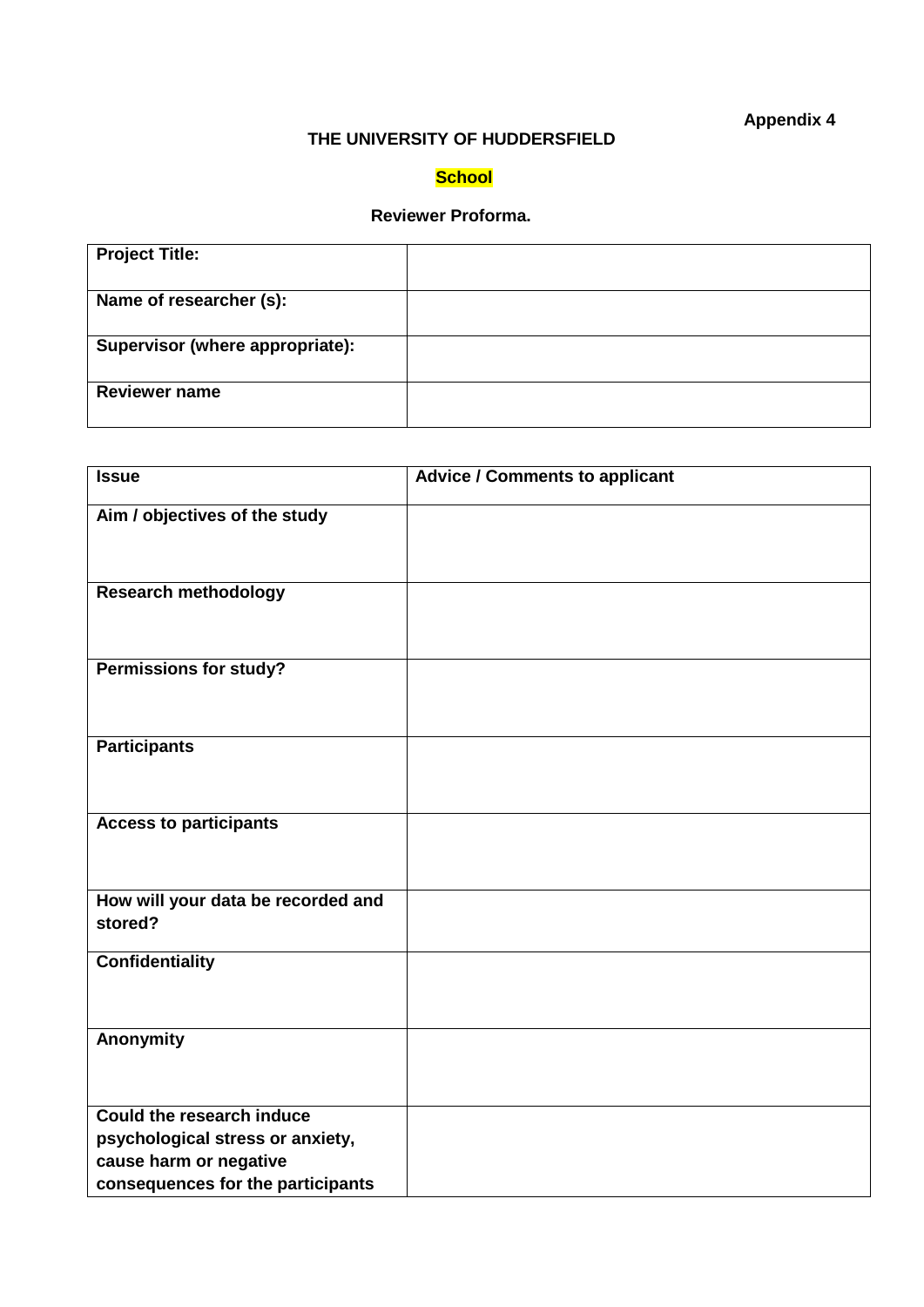**Appendix 4**

**THE UNIVERSITY OF HUDDERSFIELD**

**School**

**Reviewer Proforma.**

| **Project Title:** | |
|---|---|
| **Name of researcher (s):** | |
| **Supervisor (where appropriate):** | |
| **Reviewer name** | |

| **Issue** | **Advice / Comments to applicant** |
|---|---|
| **Aim / objectives of the study** | |
| **Research methodology** | |
| **Permissions for study?** | |
| **Participants** | |
| **Access to participants** | |
| **How will your data be recorded and stored?** | |
| **Confidentiality** | |
| **Anonymity** | |
| **Could the research induce psychological stress or anxiety, cause harm or negative consequences for the participants** | |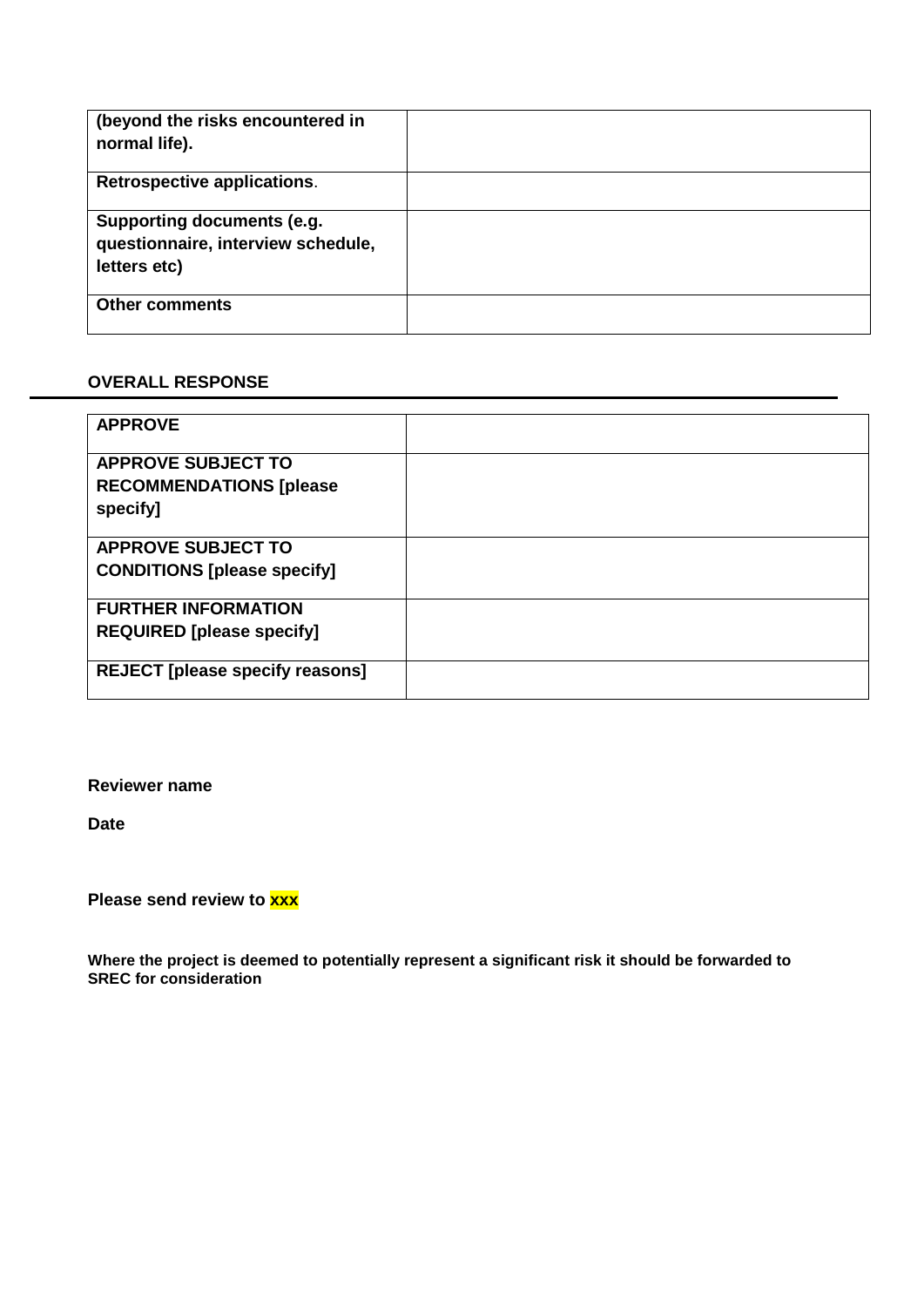| | |
|---|---|
| **(beyond the risks encountered in normal life).** | |
| **Retrospective applications**. | |
| **Supporting documents (e.g. questionnaire, interview schedule, letters etc)** | |
| **Other comments** | |

**OVERALL RESPONSE**

| | |
|---|---|
| **APPROVE** | |
| **APPROVE SUBJECT TO RECOMMENDATIONS [please specify]** | |
| **APPROVE SUBJECT TO CONDITIONS [please specify]** | |
| **FURTHER INFORMATION REQUIRED [please specify]** | |
| **REJECT [please specify reasons]** | |

**Reviewer name**

**Date**

**Please send review to xxx**

**Where the project is deemed to potentially represent a significant risk it should be forwarded to SREC for consideration**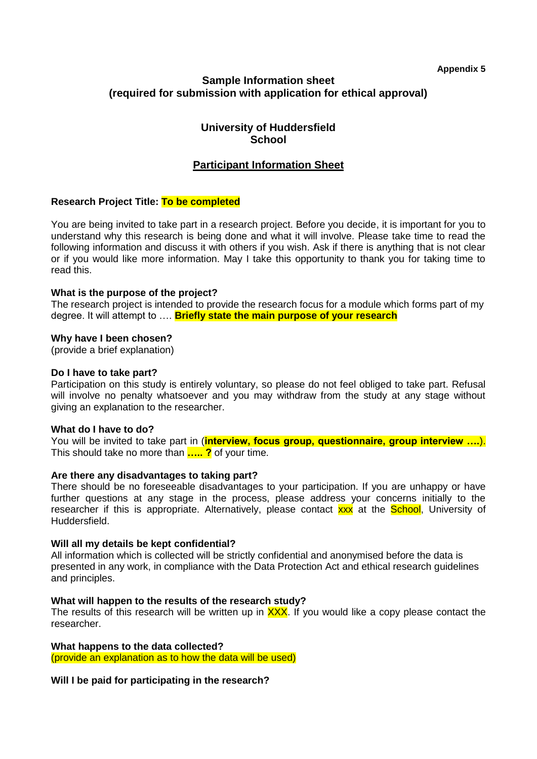**Appendix 5**

**Sample Information sheet**
**(required for submission with application for ethical approval)**

**University of Huddersfield**
**School**

**Participant Information Sheet**

**Research Project Title: To be completed**

You are being invited to take part in a research project. Before you decide, it is important for you to understand why this research is being done and what it will involve. Please take time to read the following information and discuss it with others if you wish. Ask if there is anything that is not clear or if you would like more information. May I take this opportunity to thank you for taking time to read this.

**What is the purpose of the project?**
The research project is intended to provide the research focus for a module which forms part of my degree. It will attempt to …. **Briefly state the main purpose of your research**

**Why have I been chosen?**
(provide a brief explanation)

**Do I have to take part?**
Participation on this study is entirely voluntary, so please do not feel obliged to take part. Refusal will involve no penalty whatsoever and you may withdraw from the study at any stage without giving an explanation to the researcher.

**What do I have to do?**
You will be invited to take part in (**interview, focus group, questionnaire, group interview ….**). This should take no more than **….. ?** of your time.

**Are there any disadvantages to taking part?**
There should be no foreseeable disadvantages to your participation. If you are unhappy or have further questions at any stage in the process, please address your concerns initially to the researcher if this is appropriate. Alternatively, please contact xxx at the School, University of Huddersfield.

**Will all my details be kept confidential?**
All information which is collected will be strictly confidential and anonymised before the data is presented in any work, in compliance with the Data Protection Act and ethical research guidelines and principles.

**What will happen to the results of the research study?**
The results of this research will be written up in XXX. If you would like a copy please contact the researcher.

**What happens to the data collected?**
(provide an explanation as to how the data will be used)

**Will I be paid for participating in the research?**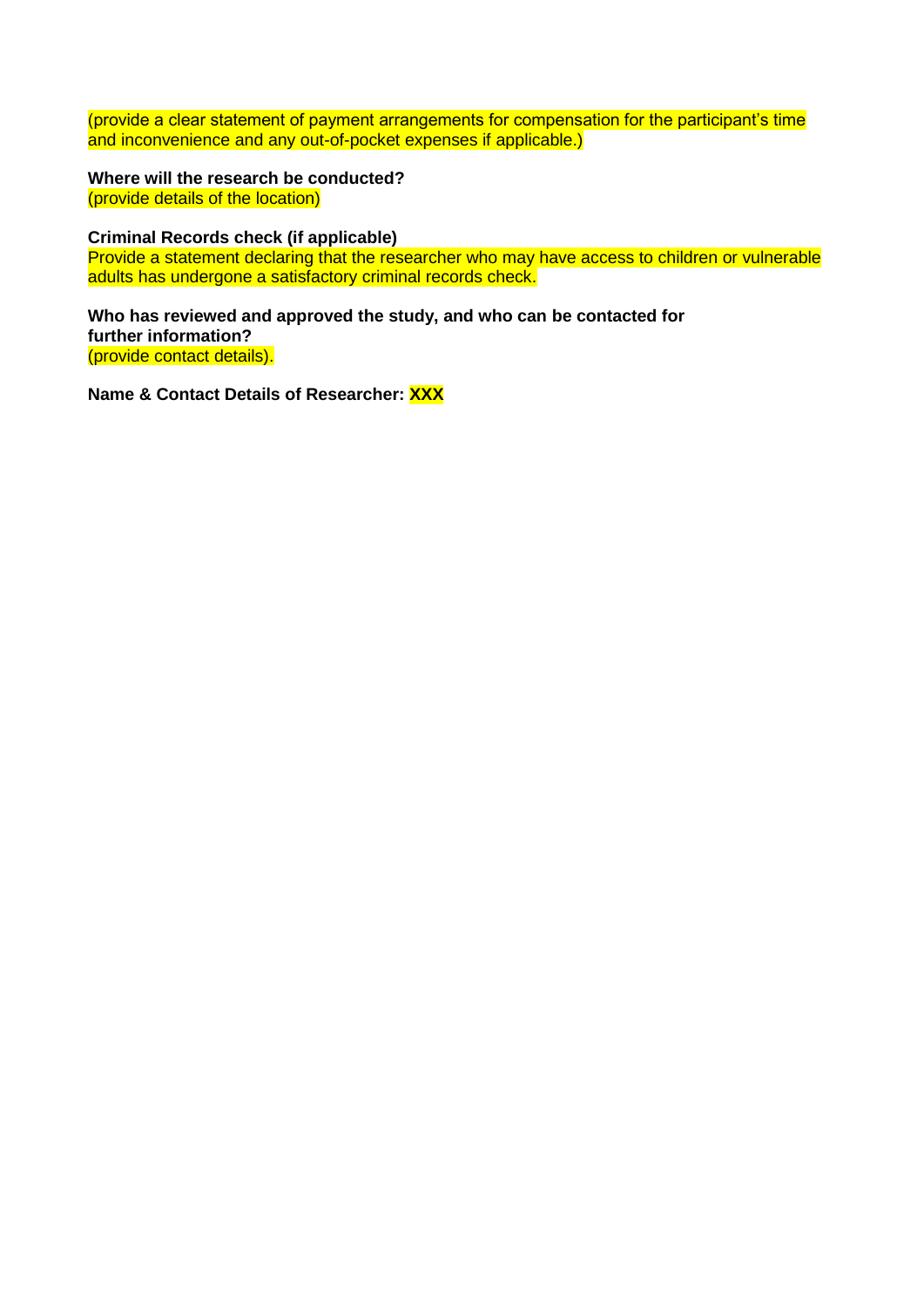(provide a clear statement of payment arrangements for compensation for the participant's time and inconvenience and any out-of-pocket expenses if applicable.)

**Where will the research be conducted?**
(provide details of the location)

**Criminal Records check (if applicable)**
Provide a statement declaring that the researcher who may have access to children or vulnerable adults has undergone a satisfactory criminal records check.

**Who has reviewed and approved the study, and who can be contacted for further information?**
(provide contact details).

**Name & Contact Details of Researcher: XXX**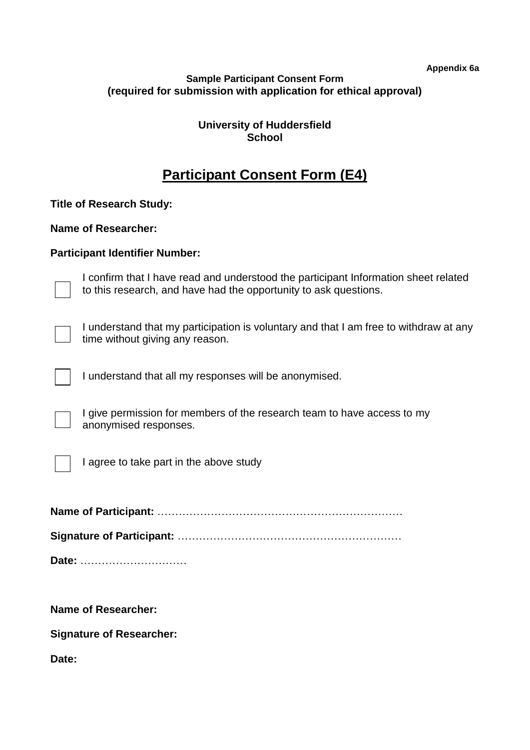**Appendix 6a**

**Sample Participant Consent Form**
**(required for submission with application for ethical approval)**

**University of Huddersfield**
**School**

# Participant Consent Form (E4)

**Title of Research Study:**

**Name of Researcher:**

**Participant Identifier Number:**

☐ I confirm that I have read and understood the participant Information sheet related to this research, and have had the opportunity to ask questions.

☐ I understand that my participation is voluntary and that I am free to withdraw at any time without giving any reason.

☐ I understand that all my responses will be anonymised.

☐ I give permission for members of the research team to have access to my anonymised responses.

☐ I agree to take part in the above study

**Name of Participant:** ……………………………………………………………

**Signature of Participant:** ………………………………………………………

**Date:** …………………………

**Name of Researcher:**

**Signature of Researcher:**

**Date:**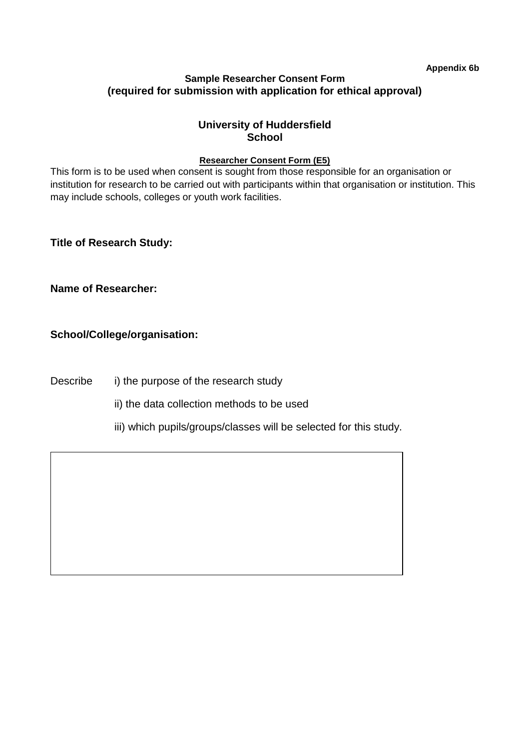**Appendix 6b**

**Sample Researcher Consent Form**
**(required for submission with application for ethical approval)**

**University of Huddersfield**
**School**

**Researcher Consent Form (E5)**

This form is to be used when consent is sought from those responsible for an organisation or institution for research to be carried out with participants within that organisation or institution. This may include schools, colleges or youth work facilities.

**Title of Research Study:**

**Name of Researcher:**

**School/College/organisation:**

Describe
i) the purpose of the research study
ii) the data collection methods to be used
iii) which pupils/groups/classes will be selected for this study.

| |
|---|
| |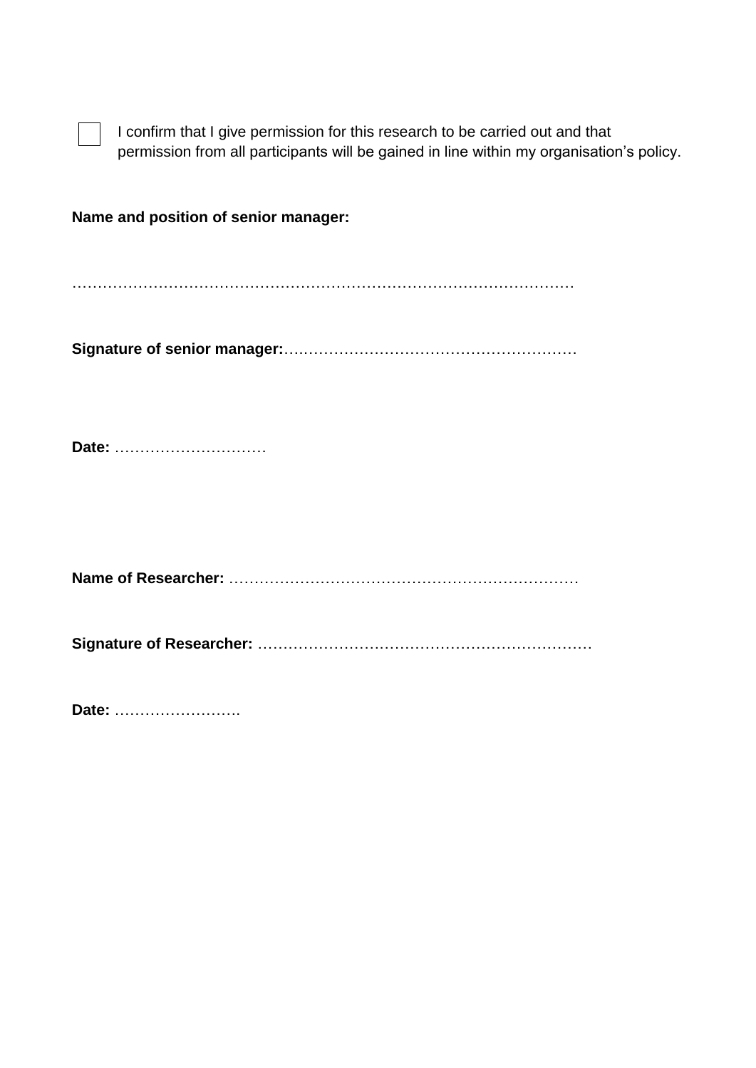☐ I confirm that I give permission for this research to be carried out and that permission from all participants will be gained in line within my organisation's policy.

**Name and position of senior manager:**

…………………………………………………………………………………………

**Signature of senior manager:**…………………………………………………

**Date:** …………………………

**Name of Researcher:** ……………………………………………………………

**Signature of Researcher:** …………………………………………………………

**Date:** …………………….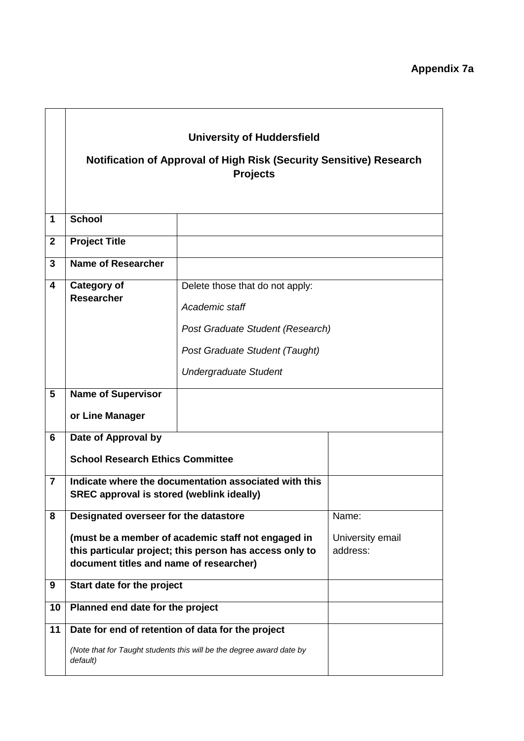**Appendix 7a**

| | **University of Huddersfield**<br><br>**Notification of Approval of High Risk (Security Sensitive) Research Projects** | | |
|---|---|---|---|
| **1** | **School** | | |
| **2** | **Project Title** | | |
| **3** | **Name of Researcher** | | |
| **4** | **Category of Researcher** | Delete those that do not apply:<br><br>*Academic staff*<br><br>*Post Graduate Student (Research)*<br><br>*Post Graduate Student (Taught)*<br><br>*Undergraduate Student* | |
| **5** | **Name of Supervisor**<br><br>**or Line Manager** | | |
| **6** | **Date of Approval by**<br><br>**School Research Ethics Committee** | | |
| **7** | **Indicate where the documentation associated with this SREC approval is stored (weblink ideally)** | | |
| **8** | **Designated overseer for the datastore**<br><br>**(must be a member of academic staff not engaged in this particular project; this person has access only to document titles and name of researcher)** | | Name:<br><br>University email address: |
| **9** | **Start date for the project** | | |
| **10** | **Planned end date for the project** | | |
| **11** | **Date for end of retention of data for the project**<br><br>*(Note that for Taught students this will be the degree award date by default)* | | |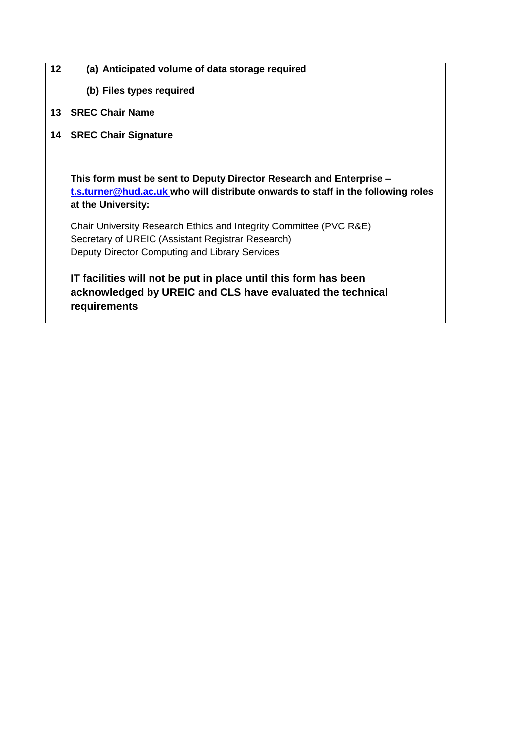| | | |
|---|---|---|
| **12** | **(a) Anticipated volume of data storage required**<br><br>**(b) Files types required** | |
| **13** | **SREC Chair Name** | |
| **14** | **SREC Chair Signature** | |

**This form must be sent to Deputy Director Research and Enterprise – t.s.turner@hud.ac.uk who will distribute onwards to staff in the following roles at the University:**

Chair University Research Ethics and Integrity Committee (PVC R&E)
Secretary of UREIC (Assistant Registrar Research)
Deputy Director Computing and Library Services

**IT facilities will not be put in place until this form has been acknowledged by UREIC and CLS have evaluated the technical requirements**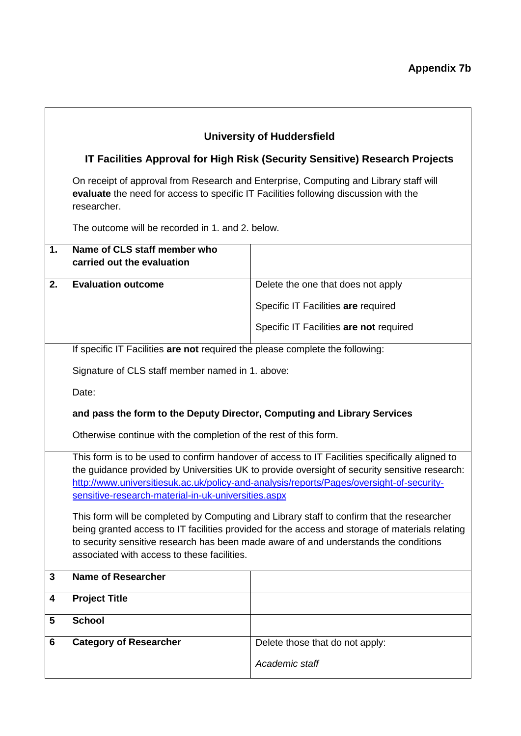**Appendix 7b**

| | |
|---|---|
| | **University of Huddersfield**<br><br>**IT Facilities Approval for High Risk (Security Sensitive) Research Projects**<br><br>On receipt of approval from Research and Enterprise, Computing and Library staff will **evaluate** the need for access to specific IT Facilities following discussion with the researcher.<br><br>The outcome will be recorded in 1. and 2. below. |

| | | |
|---|---|---|
| **1.** | **Name of CLS staff member who carried out the evaluation** | |
| **2.** | **Evaluation outcome** | Delete the one that does not apply<br><br>Specific IT Facilities **are** required<br><br>Specific IT Facilities **are not** required |
| | If specific IT Facilities **are not** required the please complete the following:<br><br>Signature of CLS staff member named in 1. above:<br><br>Date:<br><br>**and pass the form to the Deputy Director, Computing and Library Services**<br><br>Otherwise continue with the completion of the rest of this form. | |
| | This form is to be used to confirm handover of access to IT Facilities specifically aligned to the guidance provided by Universities UK to provide oversight of security sensitive research: http://www.universitiesuk.ac.uk/policy-and-analysis/reports/Pages/oversight-of-security-sensitive-research-material-in-uk-universities.aspx<br><br>This form will be completed by Computing and Library staff to confirm that the researcher being granted access to IT facilities provided for the access and storage of materials relating to security sensitive research has been made aware of and understands the conditions associated with access to these facilities. | |
| **3** | **Name of Researcher** | |
| **4** | **Project Title** | |
| **5** | **School** | |
| **6** | **Category of Researcher** | Delete those that do not apply:<br><br>*Academic staff* |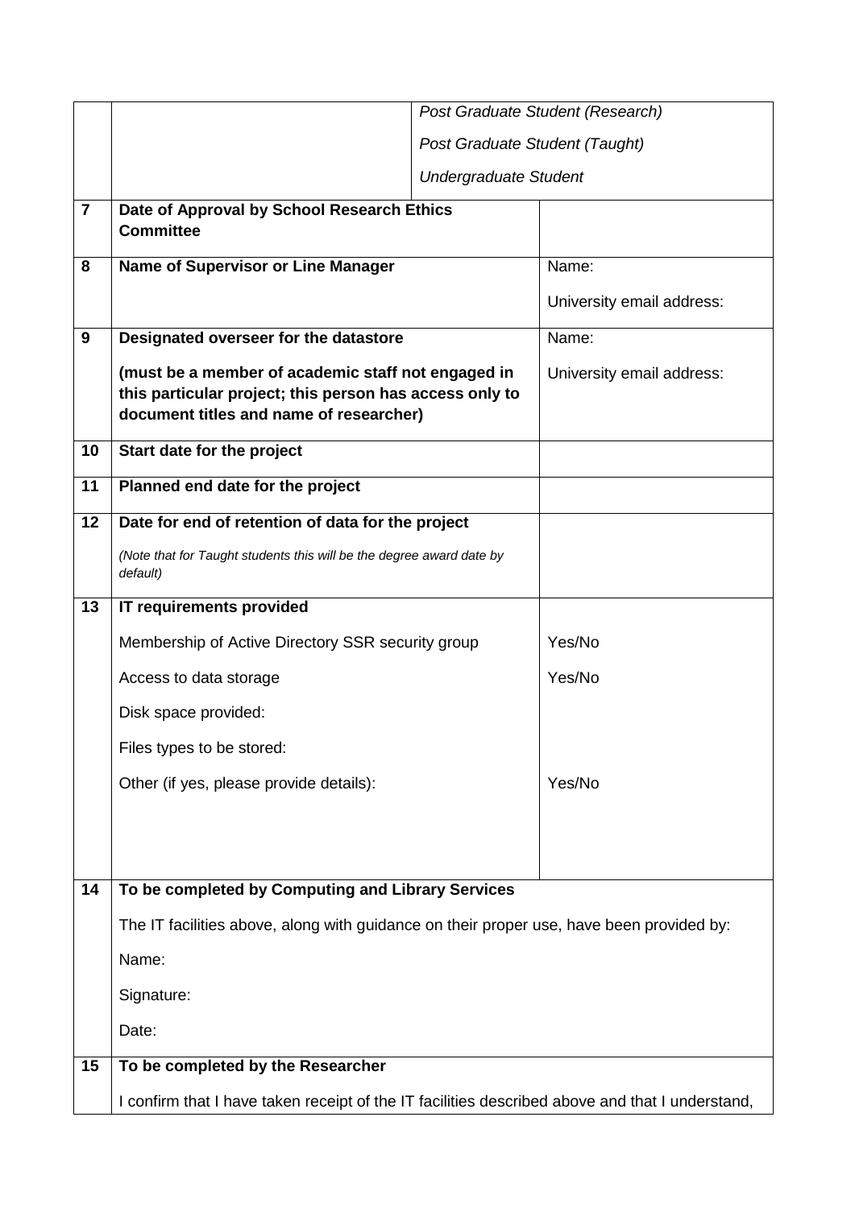| | | | |
|---|---|---|---|
| | | *Post Graduate Student (Research)*<br>*Post Graduate Student (Taught)*<br>*Undergraduate Student* | |
| **7** | **Date of Approval by School Research Ethics Committee** | | |
| **8** | **Name of Supervisor or Line Manager** | | Name:<br>University email address: |
| **9** | **Designated overseer for the datastore**<br>**(must be a member of academic staff not engaged in this particular project; this person has access only to document titles and name of researcher)** | | Name:<br>University email address: |
| **10** | **Start date for the project** | | |
| **11** | **Planned end date for the project** | | |
| **12** | **Date for end of retention of data for the project**<br>*(Note that for Taught students this will be the degree award date by default)* | | |
| **13** | **IT requirements provided**<br>Membership of Active Directory SSR security group<br>Access to data storage<br>Disk space provided:<br>Files types to be stored:<br>Other (if yes, please provide details): | | <br>Yes/No<br>Yes/No<br><br><br>Yes/No |
| **14** | **To be completed by Computing and Library Services**<br>The IT facilities above, along with guidance on their proper use, have been provided by:<br>Name:<br>Signature:<br>Date: | | |
| **15** | **To be completed by the Researcher**<br>I confirm that I have taken receipt of the IT facilities described above and that I understand, | | |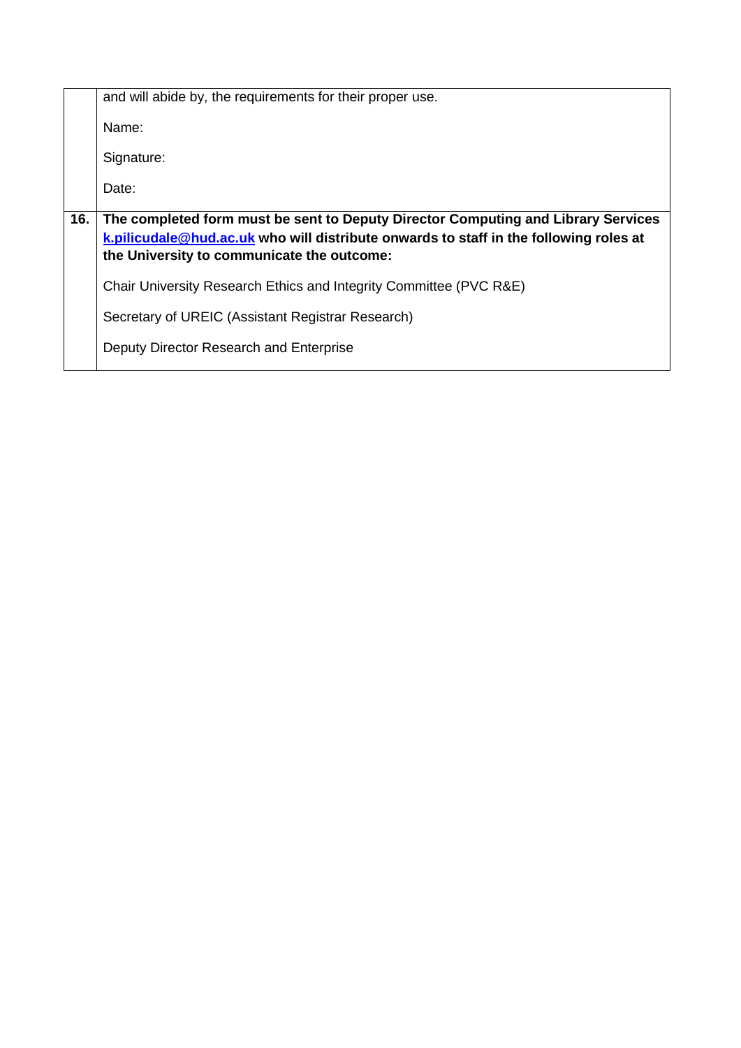| | |
|---|---|
| | and will abide by, the requirements for their proper use.<br><br>Name:<br><br>Signature:<br><br>Date: |
| **16.** | **The completed form must be sent to Deputy Director Computing and Library Services [k.pilicudale@hud.ac.uk](mailto:k.pilicudale@hud.ac.uk) who will distribute onwards to staff in the following roles at the University to communicate the outcome:**<br><br>Chair University Research Ethics and Integrity Committee (PVC R&E)<br><br>Secretary of UREIC (Assistant Registrar Research)<br><br>Deputy Director Research and Enterprise |